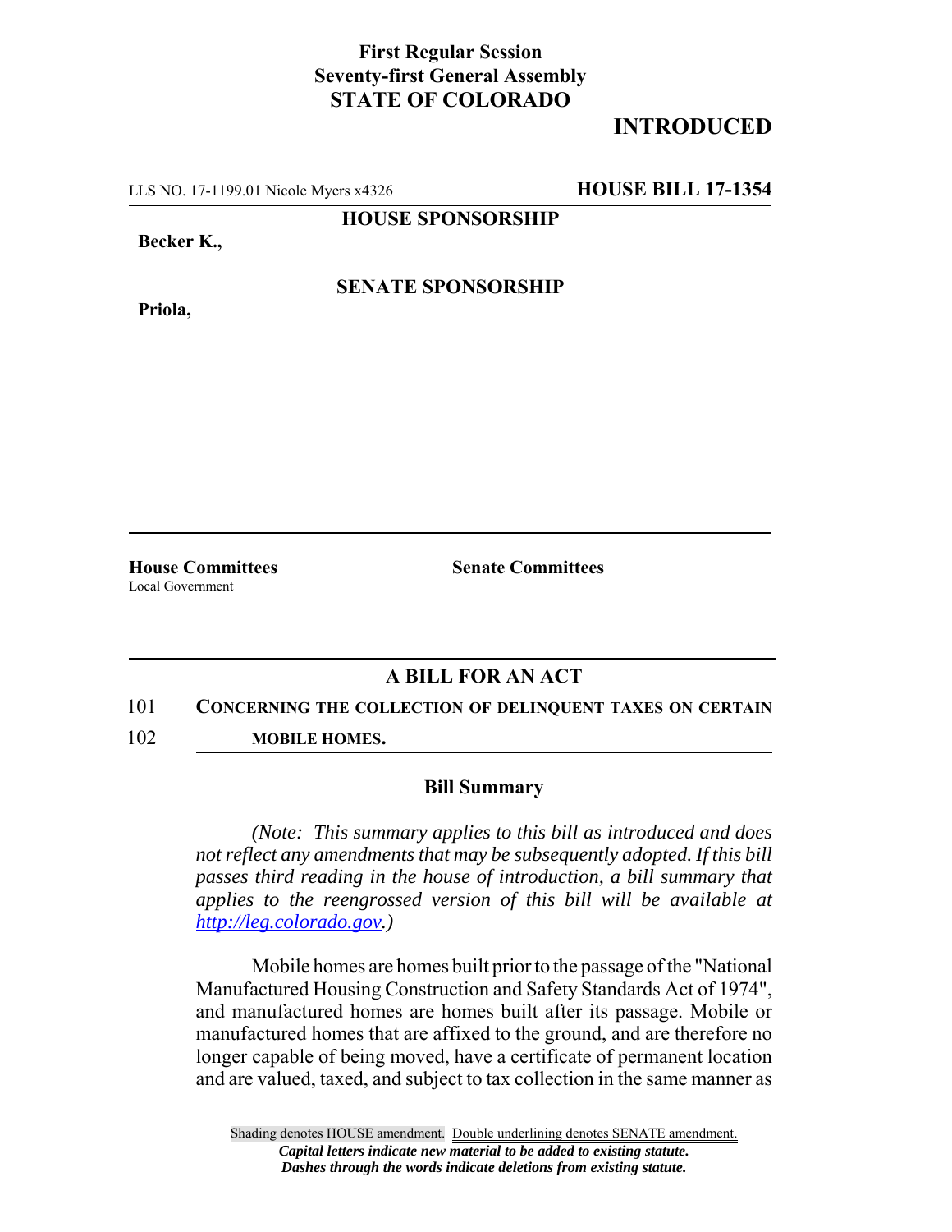**First Regular Session**
**Seventy-first General Assembly**
**STATE OF COLORADO**

## INTRODUCED

LLS NO. 17-1199.01 Nicole Myers x4326 **HOUSE BILL 17-1354**

**HOUSE SPONSORSHIP**

**Becker K.,**

**SENATE SPONSORSHIP**

**Priola,**

---

**House Committees**
Local Government

**Senate Committees**

---

### A BILL FOR AN ACT

101 **CONCERNING THE COLLECTION OF DELINQUENT TAXES ON CERTAIN**
102 **MOBILE HOMES.**

### Bill Summary

*(Note: This summary applies to this bill as introduced and does not reflect any amendments that may be subsequently adopted. If this bill passes third reading in the house of introduction, a bill summary that applies to the reengrossed version of this bill will be available at http://leg.colorado.gov.)*

Mobile homes are homes built prior to the passage of the "National Manufactured Housing Construction and Safety Standards Act of 1974", and manufactured homes are homes built after its passage. Mobile or manufactured homes that are affixed to the ground, and are therefore no longer capable of being moved, have a certificate of permanent location and are valued, taxed, and subject to tax collection in the same manner as

Shading denotes HOUSE amendment. Double underlining denotes SENATE amendment.
*Capital letters indicate new material to be added to existing statute.*
*Dashes through the words indicate deletions from existing statute.*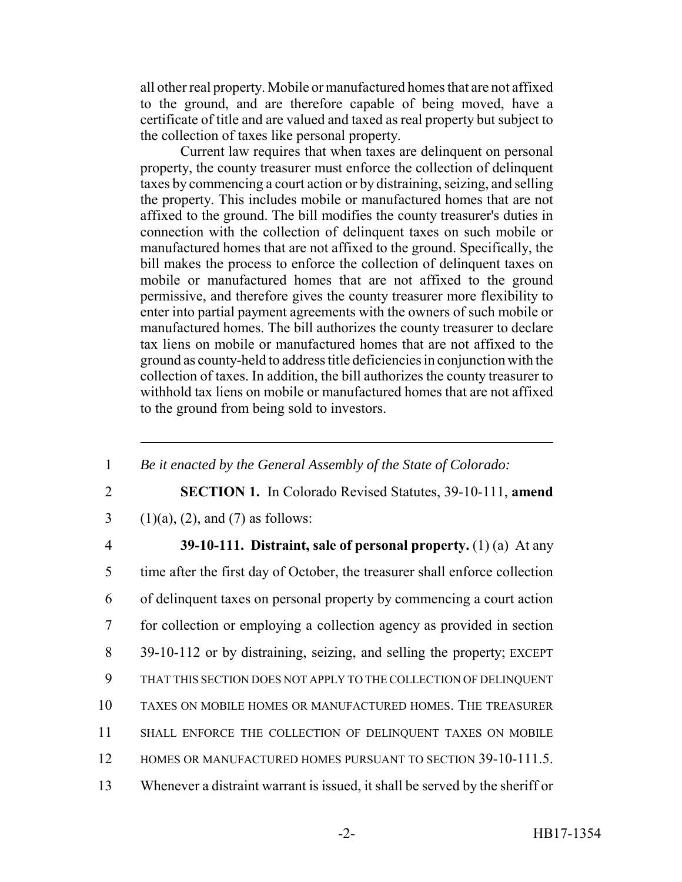all other real property. Mobile or manufactured homes that are not affixed to the ground, and are therefore capable of being moved, have a certificate of title and are valued and taxed as real property but subject to the collection of taxes like personal property.

Current law requires that when taxes are delinquent on personal property, the county treasurer must enforce the collection of delinquent taxes by commencing a court action or by distraining, seizing, and selling the property. This includes mobile or manufactured homes that are not affixed to the ground. The bill modifies the county treasurer's duties in connection with the collection of delinquent taxes on such mobile or manufactured homes that are not affixed to the ground. Specifically, the bill makes the process to enforce the collection of delinquent taxes on mobile or manufactured homes that are not affixed to the ground permissive, and therefore gives the county treasurer more flexibility to enter into partial payment agreements with the owners of such mobile or manufactured homes. The bill authorizes the county treasurer to declare tax liens on mobile or manufactured homes that are not affixed to the ground as county-held to address title deficiencies in conjunction with the collection of taxes. In addition, the bill authorizes the county treasurer to withhold tax liens on mobile or manufactured homes that are not affixed to the ground from being sold to investors.

---

1 *Be it enacted by the General Assembly of the State of Colorado:*

2 **SECTION 1.** In Colorado Revised Statutes, 39-10-111, **amend**
3 (1)(a), (2), and (7) as follows:

4 **39-10-111. Distraint, sale of personal property.** (1) (a) At any
5 time after the first day of October, the treasurer shall enforce collection
6 of delinquent taxes on personal property by commencing a court action
7 for collection or employing a collection agency as provided in section
8 39-10-112 or by distraining, seizing, and selling the property; EXCEPT
9 THAT THIS SECTION DOES NOT APPLY TO THE COLLECTION OF DELINQUENT
10 TAXES ON MOBILE HOMES OR MANUFACTURED HOMES. THE TREASURER
11 SHALL ENFORCE THE COLLECTION OF DELINQUENT TAXES ON MOBILE
12 HOMES OR MANUFACTURED HOMES PURSUANT TO SECTION 39-10-111.5.
13 Whenever a distraint warrant is issued, it shall be served by the sheriff or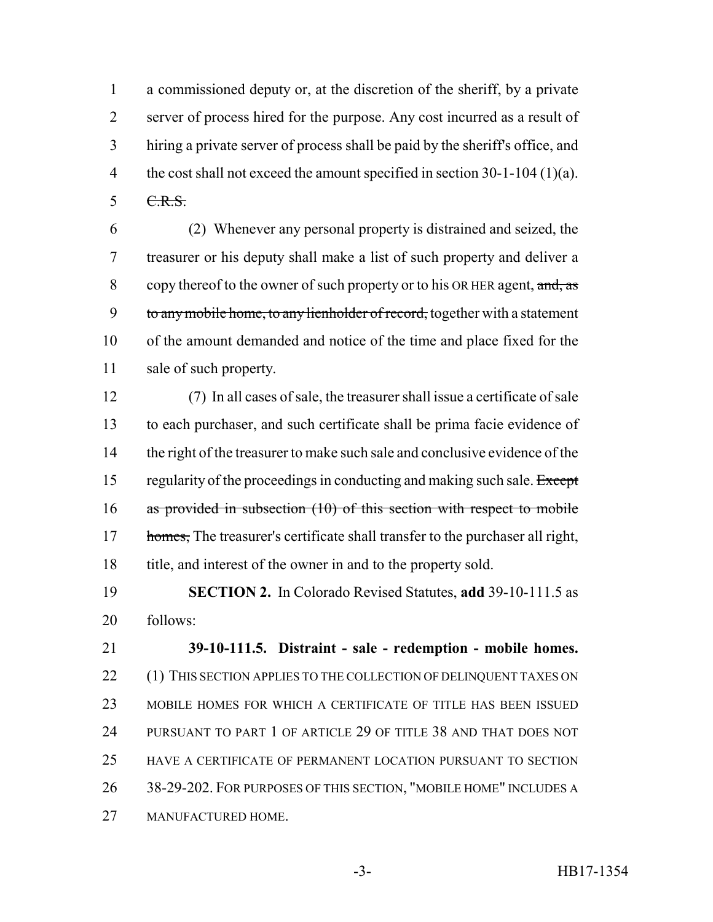a commissioned deputy or, at the discretion of the sheriff, by a private server of process hired for the purpose. Any cost incurred as a result of hiring a private server of process shall be paid by the sheriff's office, and the cost shall not exceed the amount specified in section 30-1-104 (1)(a). ~~C.R.S.~~

(2) Whenever any personal property is distrained and seized, the treasurer or his deputy shall make a list of such property and deliver a copy thereof to the owner of such property or to his OR HER agent, ~~and, as to any mobile home, to any lienholder of record,~~ together with a statement of the amount demanded and notice of the time and place fixed for the sale of such property.

(7) In all cases of sale, the treasurer shall issue a certificate of sale to each purchaser, and such certificate shall be prima facie evidence of the right of the treasurer to make such sale and conclusive evidence of the regularity of the proceedings in conducting and making such sale. ~~Except as provided in subsection (10) of this section with respect to mobile homes,~~ The treasurer's certificate shall transfer to the purchaser all right, title, and interest of the owner in and to the property sold.

**SECTION 2.** In Colorado Revised Statutes, **add** 39-10-111.5 as follows:

**39-10-111.5. Distraint - sale - redemption - mobile homes.** (1) THIS SECTION APPLIES TO THE COLLECTION OF DELINQUENT TAXES ON MOBILE HOMES FOR WHICH A CERTIFICATE OF TITLE HAS BEEN ISSUED PURSUANT TO PART 1 OF ARTICLE 29 OF TITLE 38 AND THAT DOES NOT HAVE A CERTIFICATE OF PERMANENT LOCATION PURSUANT TO SECTION 38-29-202. FOR PURPOSES OF THIS SECTION, "MOBILE HOME" INCLUDES A MANUFACTURED HOME.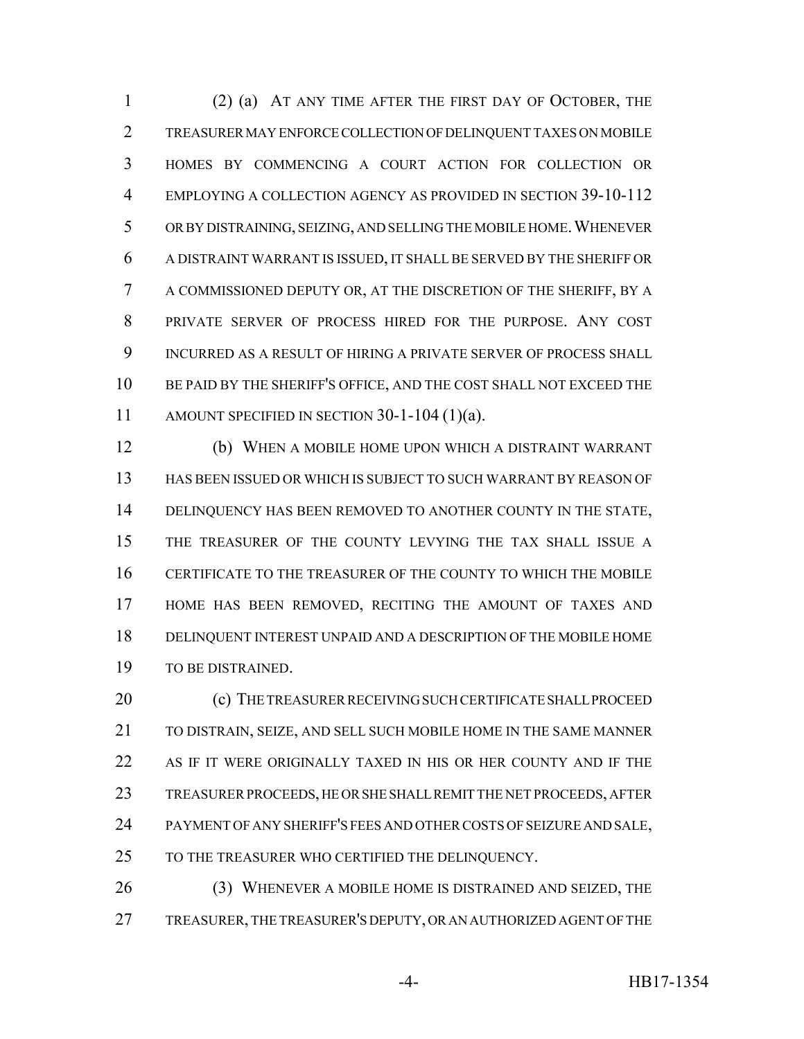(2) (a) AT ANY TIME AFTER THE FIRST DAY OF OCTOBER, THE TREASURER MAY ENFORCE COLLECTION OF DELINQUENT TAXES ON MOBILE HOMES BY COMMENCING A COURT ACTION FOR COLLECTION OR EMPLOYING A COLLECTION AGENCY AS PROVIDED IN SECTION 39-10-112 OR BY DISTRAINING, SEIZING, AND SELLING THE MOBILE HOME. WHENEVER A DISTRAINT WARRANT IS ISSUED, IT SHALL BE SERVED BY THE SHERIFF OR A COMMISSIONED DEPUTY OR, AT THE DISCRETION OF THE SHERIFF, BY A PRIVATE SERVER OF PROCESS HIRED FOR THE PURPOSE. ANY COST INCURRED AS A RESULT OF HIRING A PRIVATE SERVER OF PROCESS SHALL BE PAID BY THE SHERIFF'S OFFICE, AND THE COST SHALL NOT EXCEED THE AMOUNT SPECIFIED IN SECTION 30-1-104 (1)(a).

(b) WHEN A MOBILE HOME UPON WHICH A DISTRAINT WARRANT HAS BEEN ISSUED OR WHICH IS SUBJECT TO SUCH WARRANT BY REASON OF DELINQUENCY HAS BEEN REMOVED TO ANOTHER COUNTY IN THE STATE, THE TREASURER OF THE COUNTY LEVYING THE TAX SHALL ISSUE A CERTIFICATE TO THE TREASURER OF THE COUNTY TO WHICH THE MOBILE HOME HAS BEEN REMOVED, RECITING THE AMOUNT OF TAXES AND DELINQUENT INTEREST UNPAID AND A DESCRIPTION OF THE MOBILE HOME TO BE DISTRAINED.

(c) THE TREASURER RECEIVING SUCH CERTIFICATE SHALL PROCEED TO DISTRAIN, SEIZE, AND SELL SUCH MOBILE HOME IN THE SAME MANNER AS IF IT WERE ORIGINALLY TAXED IN HIS OR HER COUNTY AND IF THE TREASURER PROCEEDS, HE OR SHE SHALL REMIT THE NET PROCEEDS, AFTER PAYMENT OF ANY SHERIFF'S FEES AND OTHER COSTS OF SEIZURE AND SALE, TO THE TREASURER WHO CERTIFIED THE DELINQUENCY.

(3) WHENEVER A MOBILE HOME IS DISTRAINED AND SEIZED, THE TREASURER, THE TREASURER'S DEPUTY, OR AN AUTHORIZED AGENT OF THE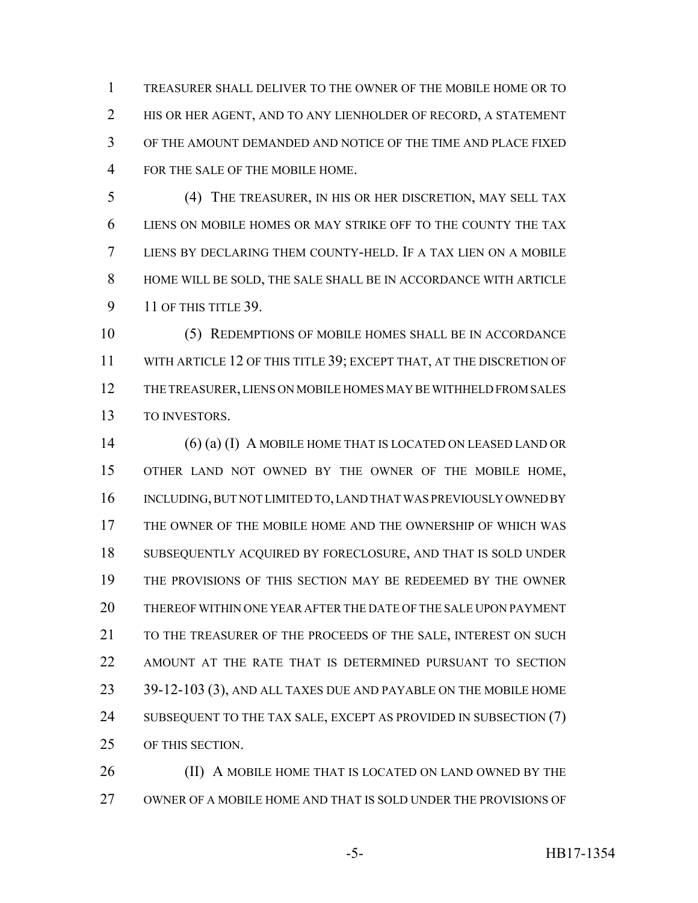TREASURER SHALL DELIVER TO THE OWNER OF THE MOBILE HOME OR TO HIS OR HER AGENT, AND TO ANY LIENHOLDER OF RECORD, A STATEMENT OF THE AMOUNT DEMANDED AND NOTICE OF THE TIME AND PLACE FIXED FOR THE SALE OF THE MOBILE HOME.

(4) THE TREASURER, IN HIS OR HER DISCRETION, MAY SELL TAX LIENS ON MOBILE HOMES OR MAY STRIKE OFF TO THE COUNTY THE TAX LIENS BY DECLARING THEM COUNTY-HELD. IF A TAX LIEN ON A MOBILE HOME WILL BE SOLD, THE SALE SHALL BE IN ACCORDANCE WITH ARTICLE 11 OF THIS TITLE 39.

(5) REDEMPTIONS OF MOBILE HOMES SHALL BE IN ACCORDANCE WITH ARTICLE 12 OF THIS TITLE 39; EXCEPT THAT, AT THE DISCRETION OF THE TREASURER, LIENS ON MOBILE HOMES MAY BE WITHHELD FROM SALES TO INVESTORS.

(6) (a) (I) A MOBILE HOME THAT IS LOCATED ON LEASED LAND OR OTHER LAND NOT OWNED BY THE OWNER OF THE MOBILE HOME, INCLUDING, BUT NOT LIMITED TO, LAND THAT WAS PREVIOUSLY OWNED BY THE OWNER OF THE MOBILE HOME AND THE OWNERSHIP OF WHICH WAS SUBSEQUENTLY ACQUIRED BY FORECLOSURE, AND THAT IS SOLD UNDER THE PROVISIONS OF THIS SECTION MAY BE REDEEMED BY THE OWNER THEREOF WITHIN ONE YEAR AFTER THE DATE OF THE SALE UPON PAYMENT TO THE TREASURER OF THE PROCEEDS OF THE SALE, INTEREST ON SUCH AMOUNT AT THE RATE THAT IS DETERMINED PURSUANT TO SECTION 39-12-103 (3), AND ALL TAXES DUE AND PAYABLE ON THE MOBILE HOME SUBSEQUENT TO THE TAX SALE, EXCEPT AS PROVIDED IN SUBSECTION (7) OF THIS SECTION.

(II) A MOBILE HOME THAT IS LOCATED ON LAND OWNED BY THE OWNER OF A MOBILE HOME AND THAT IS SOLD UNDER THE PROVISIONS OF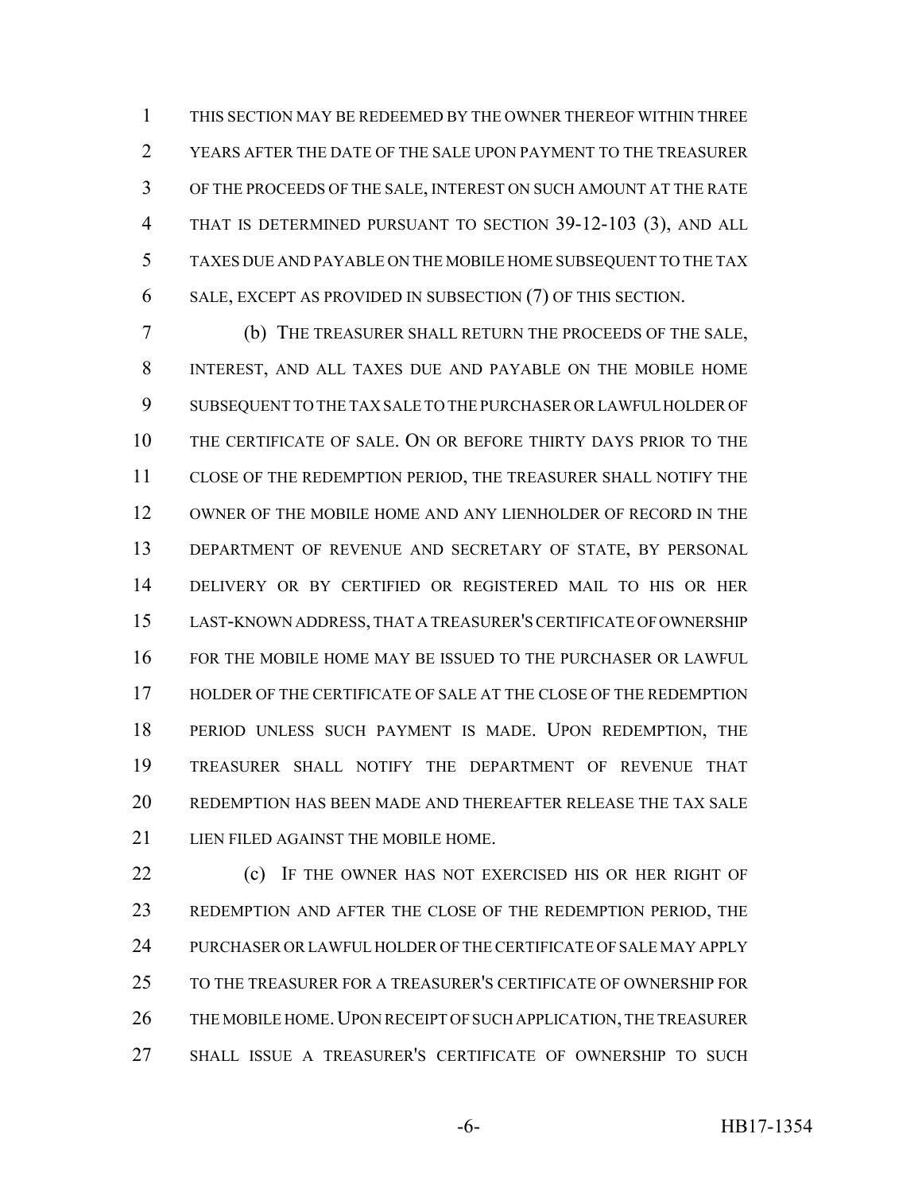THIS SECTION MAY BE REDEEMED BY THE OWNER THEREOF WITHIN THREE YEARS AFTER THE DATE OF THE SALE UPON PAYMENT TO THE TREASURER OF THE PROCEEDS OF THE SALE, INTEREST ON SUCH AMOUNT AT THE RATE THAT IS DETERMINED PURSUANT TO SECTION 39-12-103 (3), AND ALL TAXES DUE AND PAYABLE ON THE MOBILE HOME SUBSEQUENT TO THE TAX SALE, EXCEPT AS PROVIDED IN SUBSECTION (7) OF THIS SECTION.

(b) THE TREASURER SHALL RETURN THE PROCEEDS OF THE SALE, INTEREST, AND ALL TAXES DUE AND PAYABLE ON THE MOBILE HOME SUBSEQUENT TO THE TAX SALE TO THE PURCHASER OR LAWFUL HOLDER OF THE CERTIFICATE OF SALE. ON OR BEFORE THIRTY DAYS PRIOR TO THE CLOSE OF THE REDEMPTION PERIOD, THE TREASURER SHALL NOTIFY THE OWNER OF THE MOBILE HOME AND ANY LIENHOLDER OF RECORD IN THE DEPARTMENT OF REVENUE AND SECRETARY OF STATE, BY PERSONAL DELIVERY OR BY CERTIFIED OR REGISTERED MAIL TO HIS OR HER LAST-KNOWN ADDRESS, THAT A TREASURER'S CERTIFICATE OF OWNERSHIP FOR THE MOBILE HOME MAY BE ISSUED TO THE PURCHASER OR LAWFUL HOLDER OF THE CERTIFICATE OF SALE AT THE CLOSE OF THE REDEMPTION PERIOD UNLESS SUCH PAYMENT IS MADE. UPON REDEMPTION, THE TREASURER SHALL NOTIFY THE DEPARTMENT OF REVENUE THAT REDEMPTION HAS BEEN MADE AND THEREAFTER RELEASE THE TAX SALE LIEN FILED AGAINST THE MOBILE HOME.

(c) IF THE OWNER HAS NOT EXERCISED HIS OR HER RIGHT OF REDEMPTION AND AFTER THE CLOSE OF THE REDEMPTION PERIOD, THE PURCHASER OR LAWFUL HOLDER OF THE CERTIFICATE OF SALE MAY APPLY TO THE TREASURER FOR A TREASURER'S CERTIFICATE OF OWNERSHIP FOR THE MOBILE HOME. UPON RECEIPT OF SUCH APPLICATION, THE TREASURER SHALL ISSUE A TREASURER'S CERTIFICATE OF OWNERSHIP TO SUCH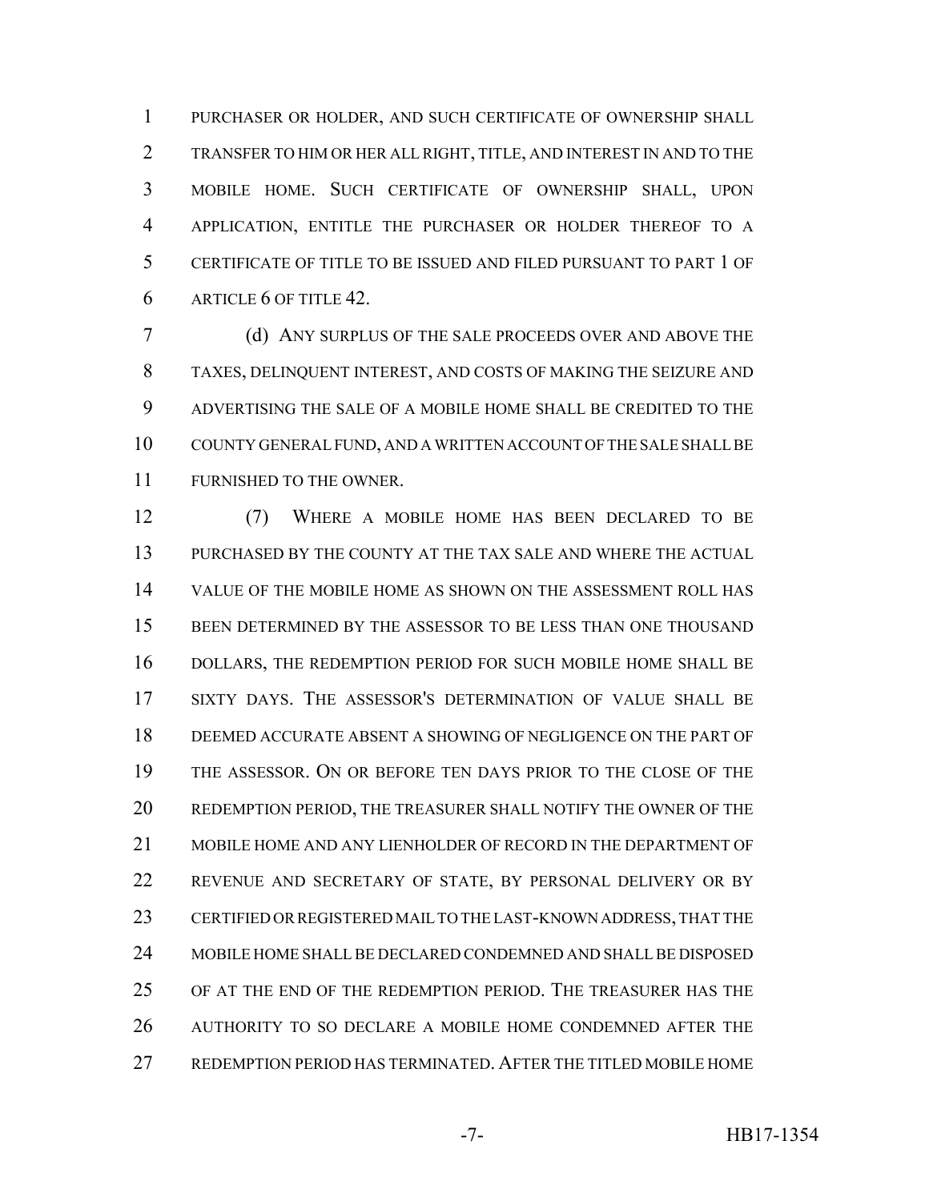PURCHASER OR HOLDER, AND SUCH CERTIFICATE OF OWNERSHIP SHALL TRANSFER TO HIM OR HER ALL RIGHT, TITLE, AND INTEREST IN AND TO THE MOBILE HOME. SUCH CERTIFICATE OF OWNERSHIP SHALL, UPON APPLICATION, ENTITLE THE PURCHASER OR HOLDER THEREOF TO A CERTIFICATE OF TITLE TO BE ISSUED AND FILED PURSUANT TO PART 1 OF ARTICLE 6 OF TITLE 42.

(d) ANY SURPLUS OF THE SALE PROCEEDS OVER AND ABOVE THE TAXES, DELINQUENT INTEREST, AND COSTS OF MAKING THE SEIZURE AND ADVERTISING THE SALE OF A MOBILE HOME SHALL BE CREDITED TO THE COUNTY GENERAL FUND, AND A WRITTEN ACCOUNT OF THE SALE SHALL BE FURNISHED TO THE OWNER.

(7) WHERE A MOBILE HOME HAS BEEN DECLARED TO BE PURCHASED BY THE COUNTY AT THE TAX SALE AND WHERE THE ACTUAL VALUE OF THE MOBILE HOME AS SHOWN ON THE ASSESSMENT ROLL HAS BEEN DETERMINED BY THE ASSESSOR TO BE LESS THAN ONE THOUSAND DOLLARS, THE REDEMPTION PERIOD FOR SUCH MOBILE HOME SHALL BE SIXTY DAYS. THE ASSESSOR'S DETERMINATION OF VALUE SHALL BE DEEMED ACCURATE ABSENT A SHOWING OF NEGLIGENCE ON THE PART OF THE ASSESSOR. ON OR BEFORE TEN DAYS PRIOR TO THE CLOSE OF THE REDEMPTION PERIOD, THE TREASURER SHALL NOTIFY THE OWNER OF THE MOBILE HOME AND ANY LIENHOLDER OF RECORD IN THE DEPARTMENT OF REVENUE AND SECRETARY OF STATE, BY PERSONAL DELIVERY OR BY CERTIFIED OR REGISTERED MAIL TO THE LAST-KNOWN ADDRESS, THAT THE MOBILE HOME SHALL BE DECLARED CONDEMNED AND SHALL BE DISPOSED OF AT THE END OF THE REDEMPTION PERIOD. THE TREASURER HAS THE AUTHORITY TO SO DECLARE A MOBILE HOME CONDEMNED AFTER THE REDEMPTION PERIOD HAS TERMINATED. AFTER THE TITLED MOBILE HOME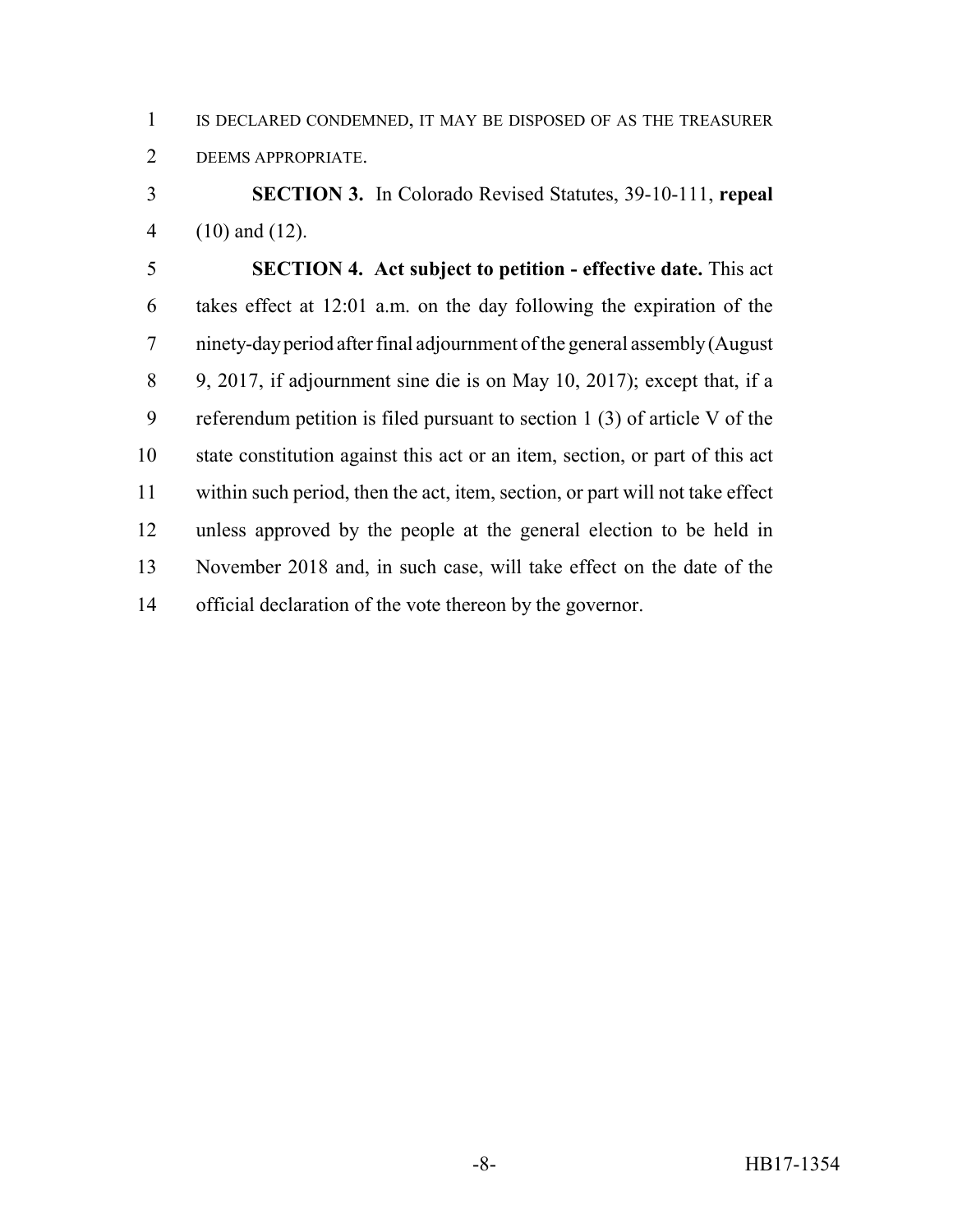IS DECLARED CONDEMNED, IT MAY BE DISPOSED OF AS THE TREASURER DEEMS APPROPRIATE.

**SECTION 3.** In Colorado Revised Statutes, 39-10-111, **repeal** (10) and (12).

**SECTION 4. Act subject to petition - effective date.** This act takes effect at 12:01 a.m. on the day following the expiration of the ninety-day period after final adjournment of the general assembly (August 9, 2017, if adjournment sine die is on May 10, 2017); except that, if a referendum petition is filed pursuant to section 1 (3) of article V of the state constitution against this act or an item, section, or part of this act within such period, then the act, item, section, or part will not take effect unless approved by the people at the general election to be held in November 2018 and, in such case, will take effect on the date of the official declaration of the vote thereon by the governor.